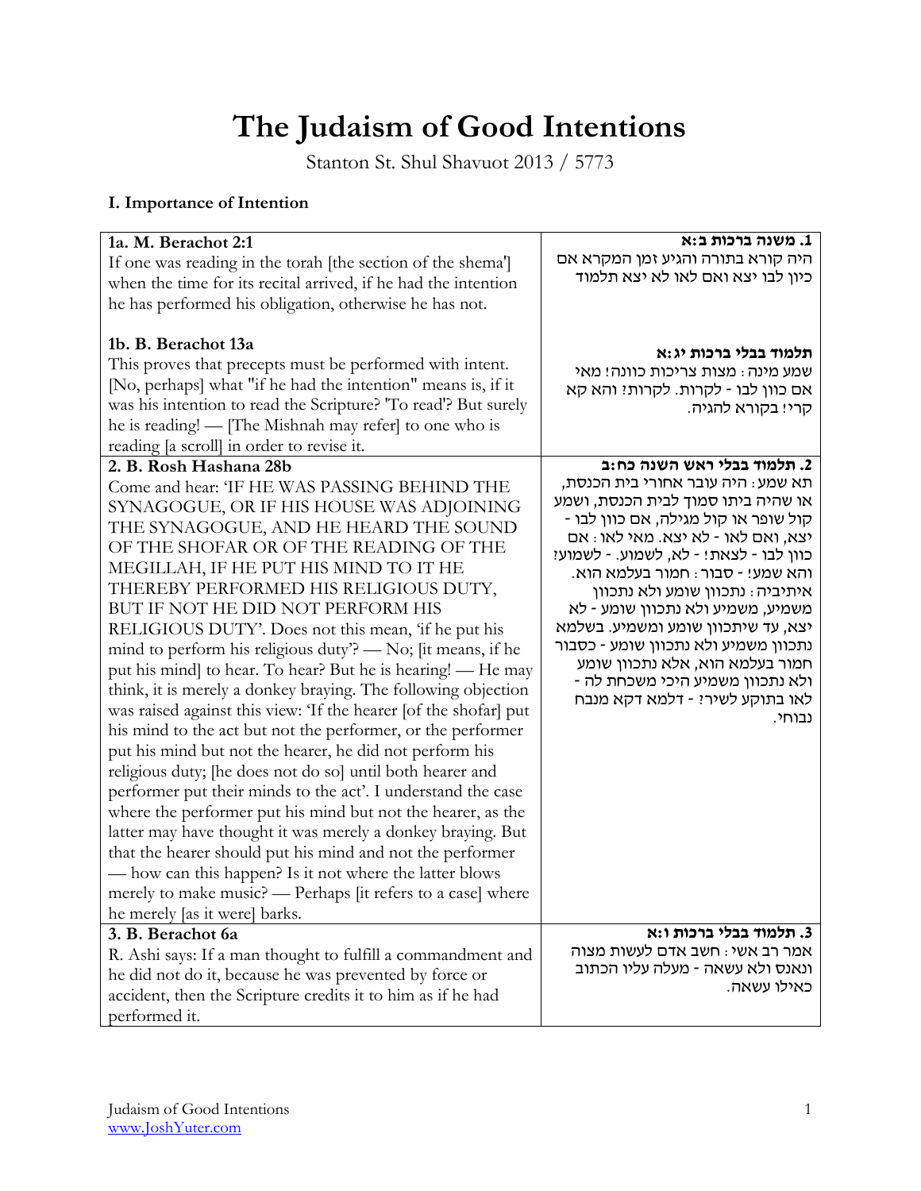# The Judaism of Good Intentions

Stanton St. Shul Shavuot 2013 / 5773

## I. Importance of Intention

| | |
|---|---|
| **1a. M. Berachot 2:1**<br>If one was reading in the torah [the section of the shema'] when the time for its recital arrived, if he had the intention he has performed his obligation, otherwise he has not.<br><br>**1b. B. Berachot 13a**<br>This proves that precepts must be performed with intent. [No, perhaps] what "if he had the intention" means is, if it was his intention to read the Scripture? 'To read'? But surely he is reading! — [The Mishnah may refer] to one who is reading [a scroll] in order to revise it. | **1. משנה ברכות ב:א**<br>היה קורא בתורה והגיע זמן המקרא אם כיון לבו יצא ואם לאו לא יצא תלמוד<br><br>**תלמוד בבלי ברכות יג:א**<br>שמע מינה: מצות צריכות כוונה! מאי אם כוון לבו - לקרות. לקרות? והא קא קרי! בקורא להגיה. |
| **2. B. Rosh Hashana 28b**<br>Come and hear: 'IF HE WAS PASSING BEHIND THE SYNAGOGUE, OR IF HIS HOUSE WAS ADJOINING THE SYNAGOGUE, AND HE HEARD THE SOUND OF THE SHOFAR OR OF THE READING OF THE MEGILLAH, IF HE PUT HIS MIND TO IT HE THEREBY PERFORMED HIS RELIGIOUS DUTY, BUT IF NOT HE DID NOT PERFORM HIS RELIGIOUS DUTY'. Does not this mean, 'if he put his mind to perform his religious duty'? — No; [it means, if he put his mind] to hear. To hear? But he is hearing! — He may think, it is merely a donkey braying. The following objection was raised against this view: 'If the hearer [of the shofar] put his mind to the act but not the performer, or the performer put his mind but not the hearer, he did not perform his religious duty; [he does not do so] until both hearer and performer put their minds to the act'. I understand the case where the performer put his mind but not the hearer, as the latter may have thought it was merely a donkey braying. But that the hearer should put his mind and not the performer — how can this happen? Is it not where the latter blows merely to make music? — Perhaps [it refers to a case] where he merely [as it were] barks. | **2. תלמוד בבלי ראש השנה כח:ב**<br>תא שמע: היה עובר אחורי בית הכנסת, או שהיה ביתו סמוך לבית הכנסת, ושמע קול שופר או קול מגילה, אם כוון לבו - יצא, ואם לאו - לא יצא. מאי לאו: אם כוון לבו - לצאת! - לא, לשמוע. - לשמוע? והא שמע! - סבור: חמור בעלמא הוא. איתיביה: נתכוון שומע ולא נתכוון משמיע, משמיע ולא נתכוון שומע - לא יצא, עד שיתכוון שומע ומשמיע. בשלמא נתכוון משמיע ולא נתכוון שומע - כסבור חמור בעלמא הוא, אלא נתכוון שומע ולא נתכוון משמיע היכי משכחת לה - לאו בתוקע לשיר? - דלמא דקא מנבח נבוחי. |
| **3. B. Berachot 6a**<br>R. Ashi says: If a man thought to fulfill a commandment and he did not do it, because he was prevented by force or accident, then the Scripture credits it to him as if he had performed it. | **3. תלמוד בבלי ברכות ו:א**<br>אמר רב אשי: חשב אדם לעשות מצוה ונאנס ולא עשאה - מעלה עליו הכתוב כאילו עשאה. |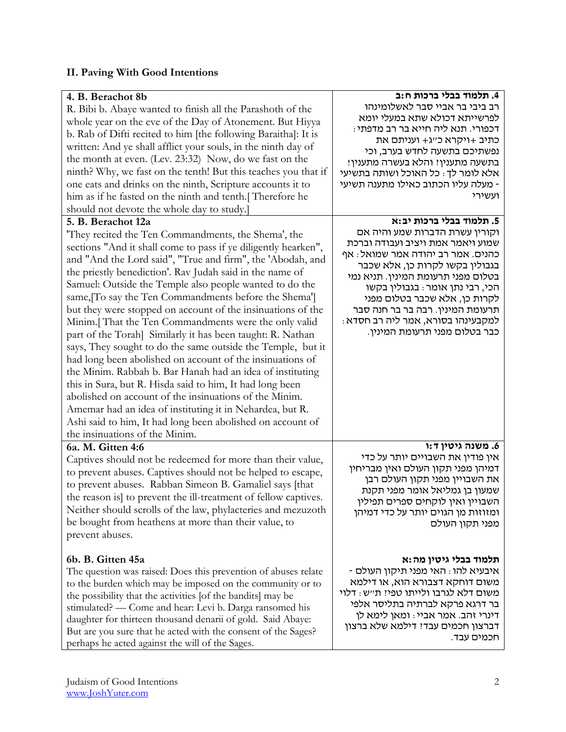## II. Paving With Good Intentions

| 4. B. Berachot 8b | 4. תלמוד בבלי ברכות ח:ב |
|---|---|
| R. Bibi b. Abaye wanted to finish all the Parashoth of the whole year on the eve of the Day of Atonement. But Hiyya b. Rab of Difti recited to him [the following Baraitha]: It is written: And ye shall afflict your souls, in the ninth day of the month at even. (Lev. 23:32) Now, do we fast on the ninth? Why, we fast on the tenth! But this teaches you that if one eats and drinks on the ninth, Scripture accounts it to him as if he fasted on the ninth and tenth.[ Therefore he should not devote the whole day to study.] | רב ביבי בר אביי סבר לאשלומינהו לפרשייתא דכולא שתא במעלי יומא דכפורי. תנא ליה חייא בר רב מדפתי: כתיב +ויקרא כ"ג+ ועניתם את נפשתיכם בתשעה לחדש בערב, וכי בתשעה מתענין? והלא בעשרה מתענין! אלא לומר לך: כל האוכל ושותה בתשיעי - מעלה עליו הכתוב כאילו מתענה תשיעי ועשירי |
| **5. B. Berachot 12a** | **5. תלמוד בבלי ברכות יב:א** |
| 'They recited the Ten Commandments, the Shema', the sections "And it shall come to pass if ye diligently hearken", and "And the Lord said", "True and firm", the 'Abodah, and the priestly benediction'. Rav Judah said in the name of Samuel: Outside the Temple also people wanted to do the same,[To say the Ten Commandments before the Shema'] but they were stopped on account of the insinuations of the Minim.[ That the Ten Commandments were the only valid part of the Torah] Similarly it has been taught: R. Nathan says, They sought to do the same outside the Temple, but it had long been abolished on account of the insinuations of the Minim. Rabbah b. Bar Hanah had an idea of instituting this in Sura, but R. Hisda said to him, It had long been abolished on account of the insinuations of the Minim. Amemar had an idea of instituting it in Nehardea, but R. Ashi said to him, It had long been abolished on account of the insinuations of the Minim. | וקורין עשרת הדברות שמע והיה אם שמוע ויאמר אמת ויציב ועבודה וברכת כהנים. אמר רב יהודה אמר שמואל: אף בגבולין בקשו לקרות כן, אלא שכבר בטלום מפני תרעומת המינין. תניא נמי הכי, רבי נתן אומר: בגבולין בקשו לקרות כן, אלא שכבר בטלום מפני תרעומת המינין. רבה בר בר חנה סבר למקבעינהו בסורא, אמר ליה רב חסדא: כבר בטלום מפני תרעומת המינין. |
| **6a. M. Gitten 4:6** | **6. משנה גיטין ד:ו** |
| Captives should not be redeemed for more than their value, to prevent abuses. Captives should not be helped to escape, to prevent abuses. Rabban Simeon B. Gamaliel says [that the reason is] to prevent the ill-treatment of fellow captives. Neither should scrolls of the law, phylacteries and mezuzoth be bought from heathens at more than their value, to prevent abuses. | אין פודין את השבויים יותר על כדי דמיהן מפני תקון העולם ואין מבריחין את השבויין מפני תקון העולם רבן שמעון בן גמליאל אומר מפני תקנת השבויין ואין לוקחים ספרים תפילין ומזוזות מן הגוים יותר על כדי דמיהן מפני תקון העולם |
| **6b. B. Gitten 45a** | **תלמוד בבלי גיטין מה:א** |
| The question was raised: Does this prevention of abuses relate to the burden which may be imposed on the community or to the possibility that the activities [of the bandits] may be stimulated? — Come and hear: Levi b. Darga ransomed his daughter for thirteen thousand denarii of gold. Said Abaye: But are you sure that he acted with the consent of the Sages? perhaps he acted against the will of the Sages. | איבעיא להו: האי מפני תיקון העולם - משום דוחקא דצבורא הוא, או דילמא משום דלא לגרבו ולייתו טפי? ת"ש: דלוי בר דרגא פרקא לברתיה בתליסר אלפי דינרי זהב. אמר אביי: ומאן לימא לן דברצון חכמים עבד? דילמא שלא ברצון חכמים עבד. |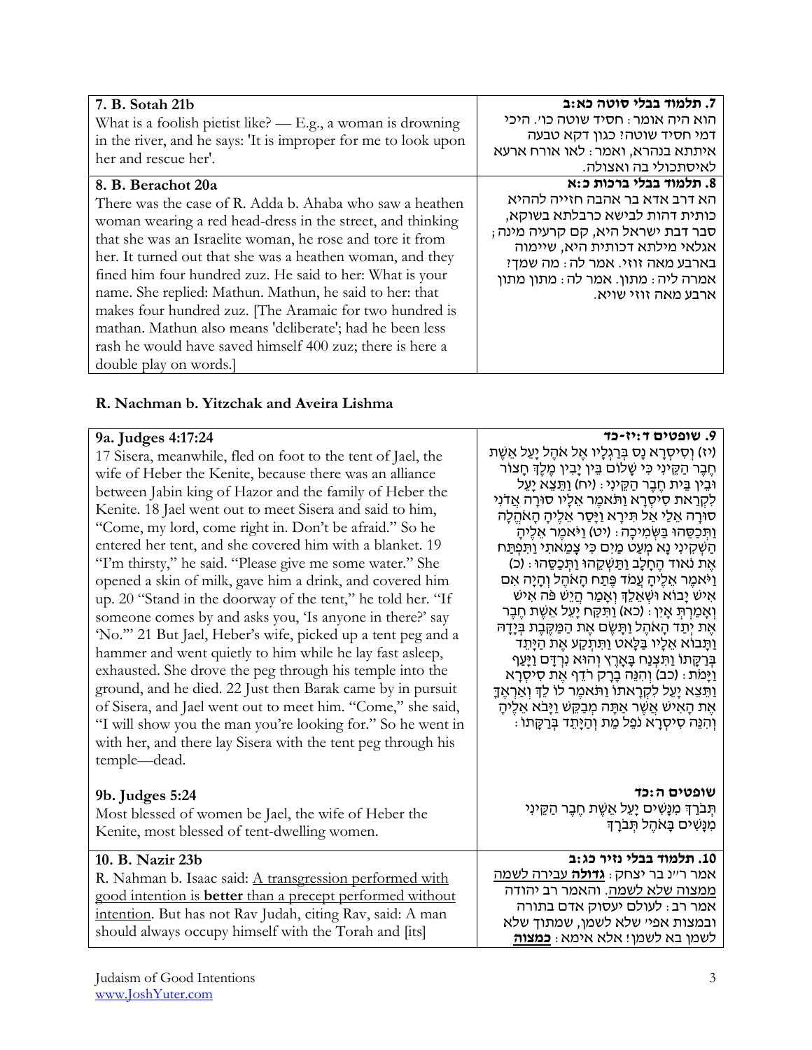| 7. B. Sotah 21b | 7. תלמוד בבלי סוטה כא:ב |
|---|---|
| What is a foolish pietist like? — E.g., a woman is drowning in the river, and he says: 'It is improper for me to look upon her and rescue her'. | הוא היה אומר: חסיד שוטה כו'. היכי דמי חסיד שוטה? כגון דקא טבעה איתתא בנהרא, ואמר: לאו אורח ארעא לאיסתכולי בה ואצולה. |
| **8. B. Berachot 20a** | **8. תלמוד בבלי ברכות כ:א** |
| There was the case of R. Adda b. Ahaba who saw a heathen woman wearing a red head-dress in the street, and thinking that she was an Israelite woman, he rose and tore it from her. It turned out that she was a heathen woman, and they fined him four hundred zuz. He said to her: What is your name. She replied: Mathun. Mathun, he said to her: that makes four hundred zuz. [The Aramaic for two hundred is mathan. Mathun also means 'deliberate'; had he been less rash he would have saved himself 400 zuz; there is here a double play on words.] | הא דרב אדא בר אהבה חזייה לההיא כותית דהות לבישא כרבלתא בשוקא, סבר דבת ישראל היא, קם קרעיה מינה; אגלאי מילתא דכותית היא, שיימוה בארבע מאה זוזי. אמר לה: מה שמך? אמרה ליה: מתון. אמר לה: מתון מתון ארבע מאה זוזי שויא. |

### R. Nachman b. Yitzchak and Aveira Lishma

| 9a. Judges 4:17:24 | 9. שופטים ד:יז-כד |
|---|---|
| 17 Sisera, meanwhile, fled on foot to the tent of Jael, the wife of Heber the Kenite, because there was an alliance between Jabin king of Hazor and the family of Heber the Kenite. 18 Jael went out to meet Sisera and said to him, "Come, my lord, come right in. Don't be afraid." So he entered her tent, and she covered him with a blanket. 19 "I'm thirsty," he said. "Please give me some water." She opened a skin of milk, gave him a drink, and covered him up. 20 "Stand in the doorway of the tent," he told her. "If someone comes by and asks you, 'Is anyone in there?' say 'No.'" 21 But Jael, Heber's wife, picked up a tent peg and a hammer and went quietly to him while he lay fast asleep, exhausted. She drove the peg through his temple into the ground, and he died. 22 Just then Barak came by in pursuit of Sisera, and Jael went out to meet him. "Come," she said, "I will show you the man you're looking for." So he went in with her, and there lay Sisera with the tent peg through his temple—dead. | (יז) וְסִיסְרָא נָס בְּרַגְלָיו אֶל אֹהֶל יָעֵל אֵשֶׁת חֶבֶר הַקֵּינִי כִּי שָׁלוֹם בֵּין יָבִין מֶלֶךְ חָצוֹר וּבֵין בֵּית חֶבֶר הַקֵּינִי: (יח) וַתֵּצֵא יָעֵל לִקְרַאת סִיסְרָא וַתֹּאמֶר אֵלָיו סוּרָה אֲדֹנִי סוּרָה אֵלַי אַל תִּירָא וַיָּסַר אֵלֶיהָ הָאֹהֱלָה וַתְּכַסֵּהוּ בַּשְּׂמִיכָה: (יט) וַיֹּאמֶר אֵלֶיהָ הַשְׁקִינִי נָא מְעַט מַיִם כִּי צָמֵאתִי וַתִּפְתַּח אֶת נֹאוד הֶחָלָב וַתַּשְׁקֵהוּ וַתְּכַסֵּהוּ: (כ) וַיֹּאמֶר אֵלֶיהָ עֲמֹד פֶּתַח הָאֹהֶל וְהָיָה אִם אִישׁ יָבוֹא וּשְׁאֵלֵךְ וְאָמַר הֲיֵשׁ פֹּה אִישׁ וְאָמַרְתְּ אָיִן: (כא) וַתִּקַּח יָעֵל אֵשֶׁת חֶבֶר אֶת יְתַד הָאֹהֶל וַתָּשֶׂם אֶת הַמַּקֶּבֶת בְּיָדָהּ וַתָּבוֹא אֵלָיו בַּלָּאט וַתִּתְקַע אֶת הַיָּתֵד בְּרַקָּתוֹ וַתִּצְנַח בָּאָרֶץ וְהוּא נִרְדָּם וַיָּעַף וַיָּמֹת: (כב) וְהִנֵּה בָרָק רֹדֵף אֶת סִיסְרָא וַתֵּצֵא יָעֵל לִקְרָאתוֹ וַתֹּאמֶר לוֹ לֵךְ וְאַרְאֶךָּ אֶת הָאִישׁ אֲשֶׁר אַתָּה מְבַקֵּשׁ וַיָּבֹא אֵלֶיהָ וְהִנֵּה סִיסְרָא נֹפֵל מֵת וְהַיָּתֵד בְּרַקָּתוֹ: |
| **9b. Judges 5:24** | **שופטים ה:כד** |
| Most blessed of women be Jael, the wife of Heber the Kenite, most blessed of tent-dwelling women. | תְּבֹרַךְ מִנָּשִׁים יָעֵל אֵשֶׁת חֶבֶר הַקֵּינִי מִנָּשִׁים בָּאֹהֶל תְּבֹרָךְ: |
| **10. B. Nazir 23b** | **10. תלמוד בבלי נזיר כג:ב** |
| R. Nahman b. Isaac said: <u>A transgression performed with good intention is **better** than a precept performed without intention.</u> But has not Rav Judah, citing Rav, said: A man should always occupy himself with the Torah and [its] | אמר ר"נ בר יצחק: <u>**גדולה** עבירה לשמה ממצוה שלא לשמה</u>. והאמר רב יהודה אמר רב: לעולם יעסוק אדם בתורה ובמצות אפי' שלא לשמן, שמתוך שלא לשמן בא לשמן! אלא אימא: <u>**כמצוה**</u> |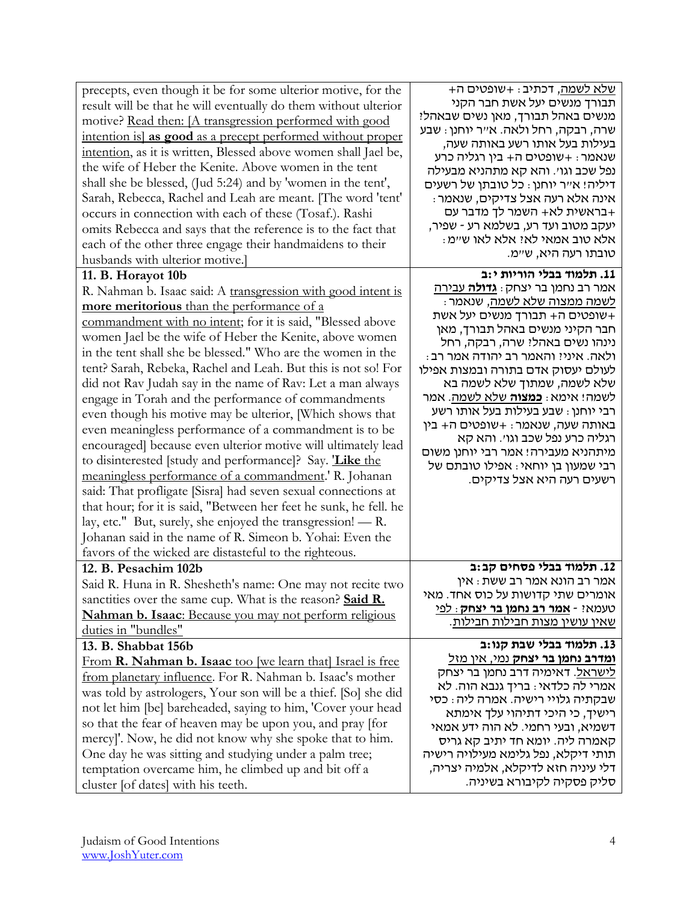| | |
|---|---|
| precepts, even though it be for some ulterior motive, for the result will be that he will eventually do them without ulterior motive? Read then: [A transgression performed with good intention is] **as good** as a precept performed without proper intention, as it is written, Blessed above women shall Jael be, the wife of Heber the Kenite. Above women in the tent shall she be blessed, (Jud 5:24) and by 'women in the tent', Sarah, Rebecca, Rachel and Leah are meant. [The word 'tent' occurs in connection with each of these (Tosaf.). Rashi omits Rebecca and says that the reference is to the fact that each of the other three engage their handmaidens to their husbands with ulterior motive.] | שלא לשמה, דכתיב: +שופטים ה+ תבורך מנשים יעל אשת חבר הקני מנשים באהל תבורך, מאן נשים שבאהל? שרה, רבקה, רחל ולאה. א"ר יוחנן: שבע בעילות בעל אותו רשע באותה שעה, שנאמר: +שופטים ה+ בין רגליה כרע נפל שכב וגו'. והא קא מתהניא מבעילה דיליה! א"ר יוחנן: כל טובתן של רשעים אינה אלא רעה אצל צדיקים, שנאמר: +בראשית לא+ השמר לך מדבר עם יעקב מטוב ועד רע, בשלמא רע - שפיר, אלא טוב אמאי לא? אלא לאו ש"מ: טובתו רעה היא, ש"מ. |
| **11. B. Horayot 10b**<br>R. Nahman b. Isaac said: A transgression with good intent is **more meritorious** than the performance of a commandment with no intent; for it is said, "Blessed above women Jael be the wife of Heber the Kenite, above women in the tent shall she be blessed." Who are the women in the tent? Sarah, Rebeka, Rachel and Leah. But this is not so! For did not Rav Judah say in the name of Rav: Let a man always engage in Torah and the performance of commandments even though his motive may be ulterior, [Which shows that even meaningless performance of a commandment is to be encouraged] because even ulterior motive will ultimately lead to disinterested [study and performance]? Say. '**Like** the meaningless performance of a commandment.' R. Johanan said: That profligate [Sisra] had seven sexual connections at that hour; for it is said, "Between her feet he sunk, he fell. he lay, etc." But, surely, she enjoyed the transgression! — R. Johanan said in the name of R. Simeon b. Yohai: Even the favors of the wicked are distasteful to the righteous. | **11. תלמוד בבלי הוריות י:ב**<br>אמר רב נחמן בר יצחק: **גדולה** עבירה לשמה ממצוה שלא לשמה, שנאמר: +שופטים ה+ תבורך מנשים יעל אשת חבר הקיני מנשים באהל תבורך, מאן נינהו נשים באהל? שרה, רבקה, רחל ולאה. איני? והאמר רב יהודה אמר רב: לעולם יעסוק אדם בתורה ובמצות אפילו שלא לשמה, שמתוך שלא לשמה בא לשמה! אימא: **כמצוה** שלא לשמה. אמר רבי יוחנן: שבע בעילות בעל אותו רשע באותה שעה, שנאמר: +שופטים ה+ בין רגליה כרע נפל שכב וגו'. והא קא מיתהניא מעבירה! אמר רבי יוחנן משום רבי שמעון בן יוחאי: אפילו טובתם של רשעים רעה היא אצל צדיקים. |
| **12. B. Pesachim 102b**<br>Said R. Huna in R. Shesheth's name: One may not recite two sanctities over the same cup. What is the reason? **Said R. Nahman b. Isaac**: Because you may not perform religious duties in "bundles" | **12. תלמוד בבלי פסחים קב:ב**<br>אמר רב הונא אמר רב ששת: אין אומרים שתי קדושות על כוס אחד. מאי טעמא? - **אמר רב נחמן בר יצחק**: לפי שאין עושין מצות חבילות חבילות. |
| **13. B. Shabbat 156b**<br>From **R. Nahman b. Isaac** too [we learn that] Israel is free from planetary influence. For R. Nahman b. Isaac's mother was told by astrologers, Your son will be a thief. [So] she did not let him [be] bareheaded, saying to him, 'Cover your head so that the fear of heaven may be upon you, and pray [for mercy]'. Now, he did not know why she spoke that to him. One day he was sitting and studying under a palm tree; temptation overcame him, he climbed up and bit off a cluster [of dates] with his teeth. | **13. תלמוד בבלי שבת קנו:ב**<br>**ומדרב נחמן בר יצחק** נמי, אין מזל לישראל. דאימיה דרב נחמן בר יצחק אמרי לה כלדאי: בריך גנבא הוה. לא שבקתיה גלויי רישיה. אמרה ליה: כסי רישיך, כי היכי דתיהוי עלך אימתא דשמיא, ובעי רחמי. לא הוה ידע אמאי קאמרה ליה. יומא חד יתיב קא גריס תותי דיקלא, נפל גלימא מעילויה רישיה דלי עיניה חזא לדיקלא, אלמיה יצריה, סליק פסקיה לקיבורא בשיניה. |